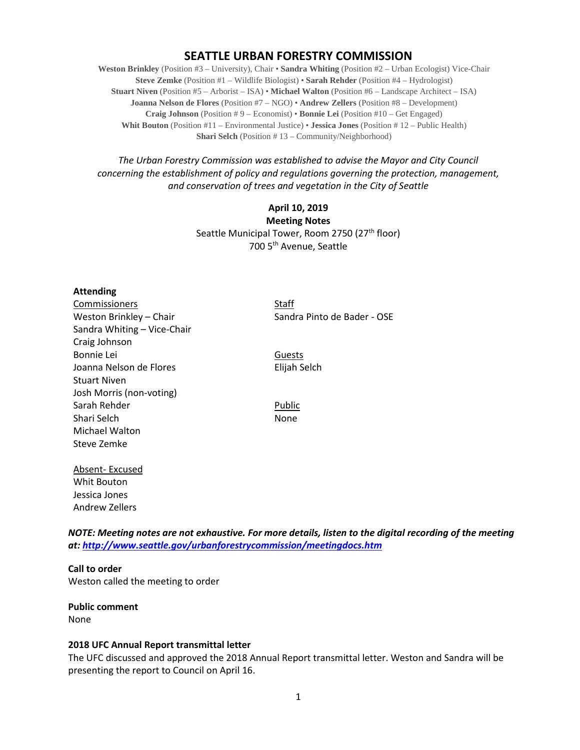# SEATTLE URBAN FORESTRY COMMISSION

**Weston Brinkley** (Position #3 – University), Chair • **Sandra Whiting** (Position #2 – Urban Ecologist) Vice-Chair
**Steve Zemke** (Position #1 – Wildlife Biologist) • **Sarah Rehder** (Position #4 – Hydrologist)
**Stuart Niven** (Position #5 – Arborist – ISA) • **Michael Walton** (Position #6 – Landscape Architect – ISA)
**Joanna Nelson de Flores** (Position #7 – NGO) • **Andrew Zellers** (Position #8 – Development)
**Craig Johnson** (Position # 9 – Economist) • **Bonnie Lei** (Position #10 – Get Engaged)
**Whit Bouton** (Position #11 – Environmental Justice) • **Jessica Jones** (Position # 12 – Public Health)
**Shari Selch** (Position # 13 – Community/Neighborhood)

*The Urban Forestry Commission was established to advise the Mayor and City Council concerning the establishment of policy and regulations governing the protection, management, and conservation of trees and vegetation in the City of Seattle*

**April 10, 2019**
**Meeting Notes**
Seattle Municipal Tower, Room 2750 (27th floor)
700 5th Avenue, Seattle

**Attending**

Commissioners
Weston Brinkley – Chair
Sandra Whiting – Vice-Chair
Craig Johnson
Bonnie Lei
Joanna Nelson de Flores
Stuart Niven
Josh Morris (non-voting)
Sarah Rehder
Shari Selch
Michael Walton
Steve Zemke

Staff
Sandra Pinto de Bader - OSE

Guests
Elijah Selch

Public
None

Absent- Excused
Whit Bouton
Jessica Jones
Andrew Zellers

***NOTE: Meeting notes are not exhaustive. For more details, listen to the digital recording of the meeting at: http://www.seattle.gov/urbanforestrycommission/meetingdocs.htm***

**Call to order**
Weston called the meeting to order

**Public comment**
None

**2018 UFC Annual Report transmittal letter**
The UFC discussed and approved the 2018 Annual Report transmittal letter. Weston and Sandra will be presenting the report to Council on April 16.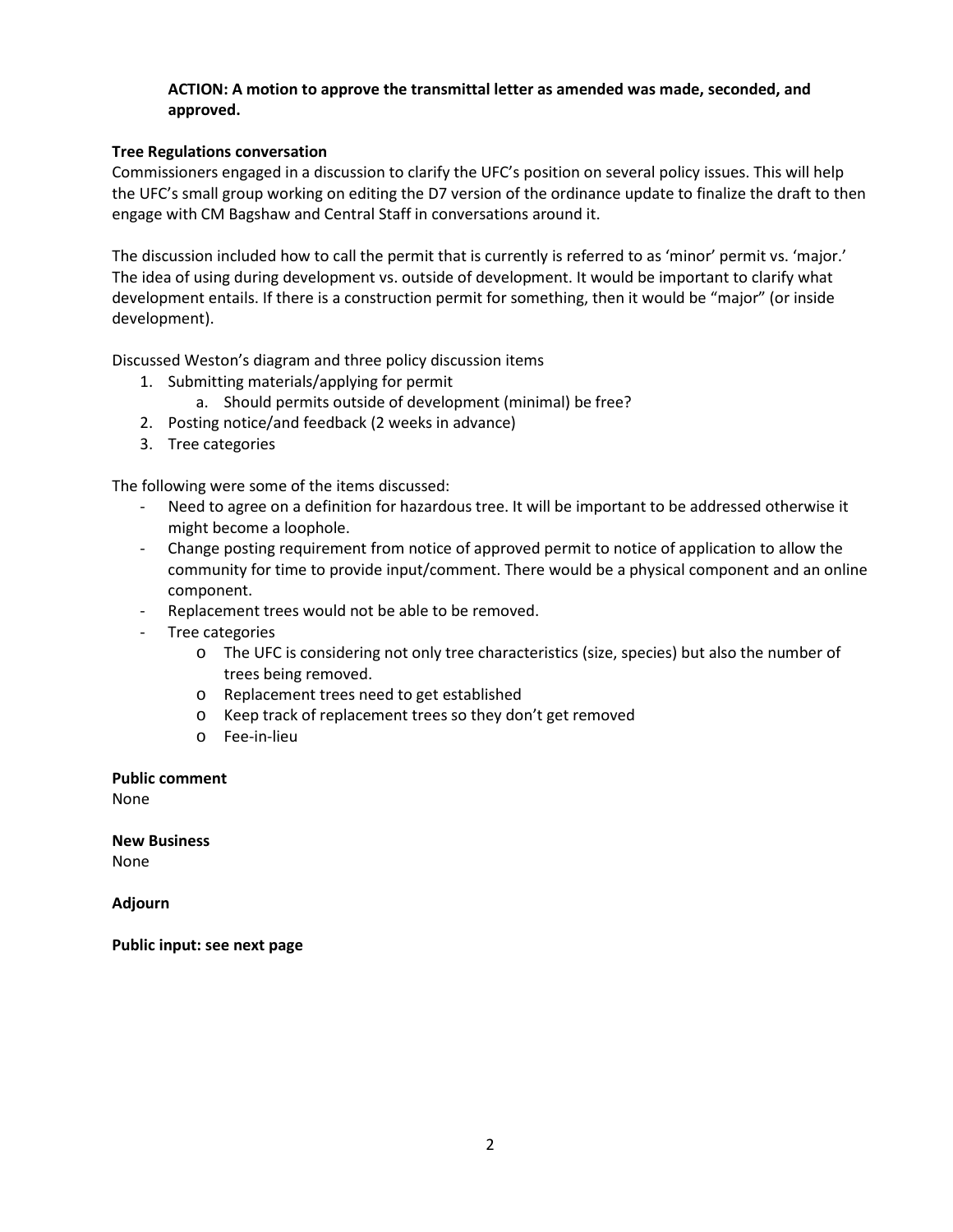**ACTION: A motion to approve the transmittal letter as amended was made, seconded, and approved.**

**Tree Regulations conversation**

Commissioners engaged in a discussion to clarify the UFC's position on several policy issues. This will help the UFC's small group working on editing the D7 version of the ordinance update to finalize the draft to then engage with CM Bagshaw and Central Staff in conversations around it.

The discussion included how to call the permit that is currently is referred to as 'minor' permit vs. 'major.' The idea of using during development vs. outside of development. It would be important to clarify what development entails. If there is a construction permit for something, then it would be "major" (or inside development).

Discussed Weston's diagram and three policy discussion items

1. Submitting materials/applying for permit
   a. Should permits outside of development (minimal) be free?
2. Posting notice/and feedback (2 weeks in advance)
3. Tree categories

The following were some of the items discussed:

- Need to agree on a definition for hazardous tree. It will be important to be addressed otherwise it might become a loophole.
- Change posting requirement from notice of approved permit to notice of application to allow the community for time to provide input/comment. There would be a physical component and an online component.
- Replacement trees would not be able to be removed.
- Tree categories
  - The UFC is considering not only tree characteristics (size, species) but also the number of trees being removed.
  - Replacement trees need to get established
  - Keep track of replacement trees so they don't get removed
  - Fee-in-lieu

**Public comment**

None

**New Business**

None

**Adjourn**

**Public input: see next page**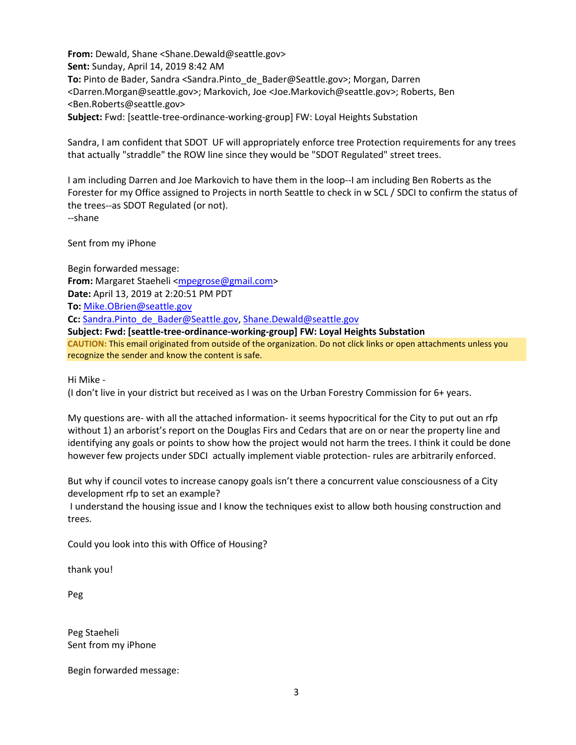**From:** Dewald, Shane <Shane.Dewald@seattle.gov>
**Sent:** Sunday, April 14, 2019 8:42 AM
**To:** Pinto de Bader, Sandra <Sandra.Pinto_de_Bader@Seattle.gov>; Morgan, Darren <Darren.Morgan@seattle.gov>; Markovich, Joe <Joe.Markovich@seattle.gov>; Roberts, Ben <Ben.Roberts@seattle.gov>
**Subject:** Fwd: [seattle-tree-ordinance-working-group] FW: Loyal Heights Substation

Sandra, I am confident that SDOT UF will appropriately enforce tree Protection requirements for any trees that actually "straddle" the ROW line since they would be "SDOT Regulated" street trees.

I am including Darren and Joe Markovich to have them in the loop--I am including Ben Roberts as the Forester for my Office assigned to Projects in north Seattle to check in w SCL / SDCI to confirm the status of the trees--as SDOT Regulated (or not).
--shane

Sent from my iPhone

Begin forwarded message:
**From:** Margaret Staeheli <mpegrose@gmail.com>
**Date:** April 13, 2019 at 2:20:51 PM PDT
**To:** Mike.OBrien@seattle.gov
**Cc:** Sandra.Pinto_de_Bader@Seattle.gov, Shane.Dewald@seattle.gov
**Subject: Fwd: [seattle-tree-ordinance-working-group] FW: Loyal Heights Substation**

**CAUTION:** This email originated from outside of the organization. Do not click links or open attachments unless you recognize the sender and know the content is safe.

Hi Mike -
(I don't live in your district but received as I was on the Urban Forestry Commission for 6+ years.

My questions are- with all the attached information- it seems hypocritical for the City to put out an rfp without 1) an arborist's report on the Douglas Firs and Cedars that are on or near the property line and identifying any goals or points to show how the project would not harm the trees. I think it could be done however few projects under SDCI actually implement viable protection- rules are arbitrarily enforced.

But why if council votes to increase canopy goals isn't there a concurrent value consciousness of a City development rfp to set an example?
I understand the housing issue and I know the techniques exist to allow both housing construction and trees.

Could you look into this with Office of Housing?

thank you!

Peg

Peg Staeheli
Sent from my iPhone

Begin forwarded message: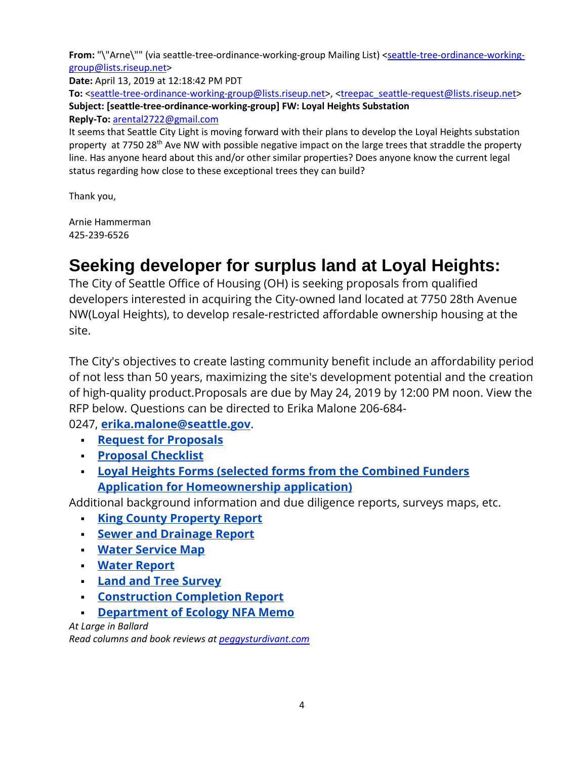**From:** "\"Arne\"" (via seattle-tree-ordinance-working-group Mailing List) <seattle-tree-ordinance-working-group@lists.riseup.net>
**Date:** April 13, 2019 at 12:18:42 PM PDT
**To:** <seattle-tree-ordinance-working-group@lists.riseup.net>, <treepac_seattle-request@lists.riseup.net>
**Subject: [seattle-tree-ordinance-working-group] FW: Loyal Heights Substation**
**Reply-To:** arental2722@gmail.com

It seems that Seattle City Light is moving forward with their plans to develop the Loyal Heights substation property at 7750 28th Ave NW with possible negative impact on the large trees that straddle the property line. Has anyone heard about this and/or other similar properties? Does anyone know the current legal status regarding how close to these exceptional trees they can build?

Thank you,

Arnie Hammerman
425-239-6526

# Seeking developer for surplus land at Loyal Heights:

The City of Seattle Office of Housing (OH) is seeking proposals from qualified developers interested in acquiring the City-owned land located at 7750 28th Avenue NW(Loyal Heights), to develop resale-restricted affordable ownership housing at the site.

The City's objectives to create lasting community benefit include an affordability period of not less than 50 years, maximizing the site's development potential and the creation of high-quality product.Proposals are due by May 24, 2019 by 12:00 PM noon. View the RFP below. Questions can be directed to Erika Malone 206-684-0247, **erika.malone@seattle.gov**.

- **Request for Proposals**
- **Proposal Checklist**
- **Loyal Heights Forms (selected forms from the Combined Funders Application for Homeownership application)**

Additional background information and due diligence reports, surveys maps, etc.

- **King County Property Report**
- **Sewer and Drainage Report**
- **Water Service Map**
- **Water Report**
- **Land and Tree Survey**
- **Construction Completion Report**
- **Department of Ecology NFA Memo**

*At Large in Ballard*
*Read columns and book reviews at peggysturdivant.com*